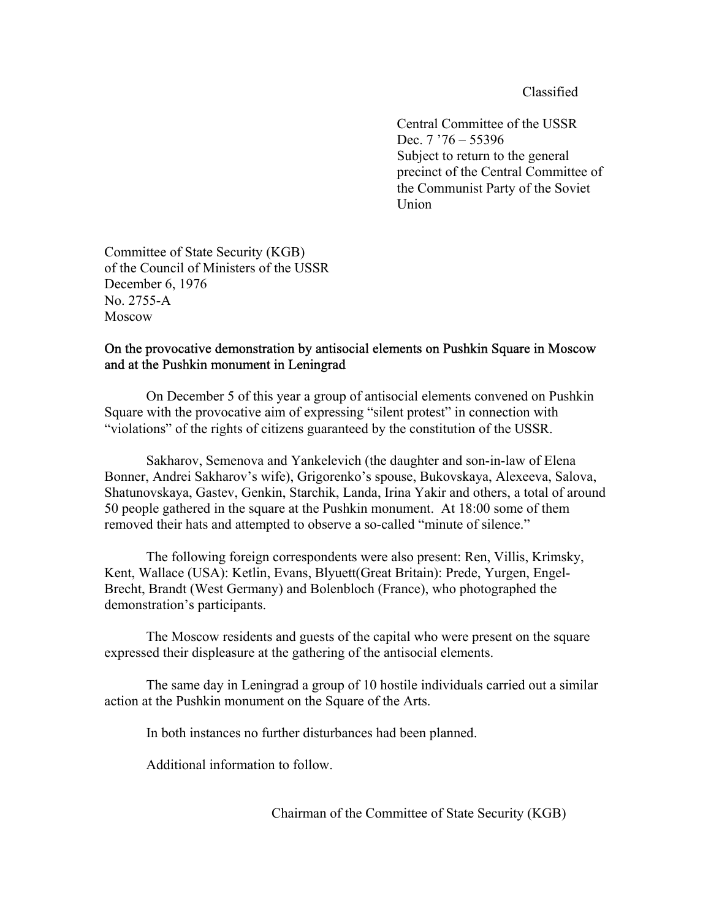Classified

Central Committee of the USSR
Dec. 7 '76 – 55396
Subject to return to the general precinct of the Central Committee of the Communist Party of the Soviet Union

Committee of State Security (KGB)
of the Council of Ministers of the USSR
December 6, 1976
No. 2755-A
Moscow

On the provocative demonstration by antisocial elements on Pushkin Square in Moscow and at the Pushkin monument in Leningrad

On December 5 of this year a group of antisocial elements convened on Pushkin Square with the provocative aim of expressing "silent protest" in connection with "violations" of the rights of citizens guaranteed by the constitution of the USSR.

Sakharov, Semenova and Yankelevich (the daughter and son-in-law of Elena Bonner, Andrei Sakharov's wife), Grigorenko's spouse, Bukovskaya, Alexeeva, Salova, Shatunovskaya, Gastev, Genkin, Starchik, Landa, Irina Yakir and others, a total of around 50 people gathered in the square at the Pushkin monument. At 18:00 some of them removed their hats and attempted to observe a so-called "minute of silence."

The following foreign correspondents were also present: Ren, Villis, Krimsky, Kent, Wallace (USA): Ketlin, Evans, Blyuett(Great Britain): Prede, Yurgen, Engel-Brecht, Brandt (West Germany) and Bolenbloch (France), who photographed the demonstration's participants.

The Moscow residents and guests of the capital who were present on the square expressed their displeasure at the gathering of the antisocial elements.

The same day in Leningrad a group of 10 hostile individuals carried out a similar action at the Pushkin monument on the Square of the Arts.

In both instances no further disturbances had been planned.

Additional information to follow.

Chairman of the Committee of State Security (KGB)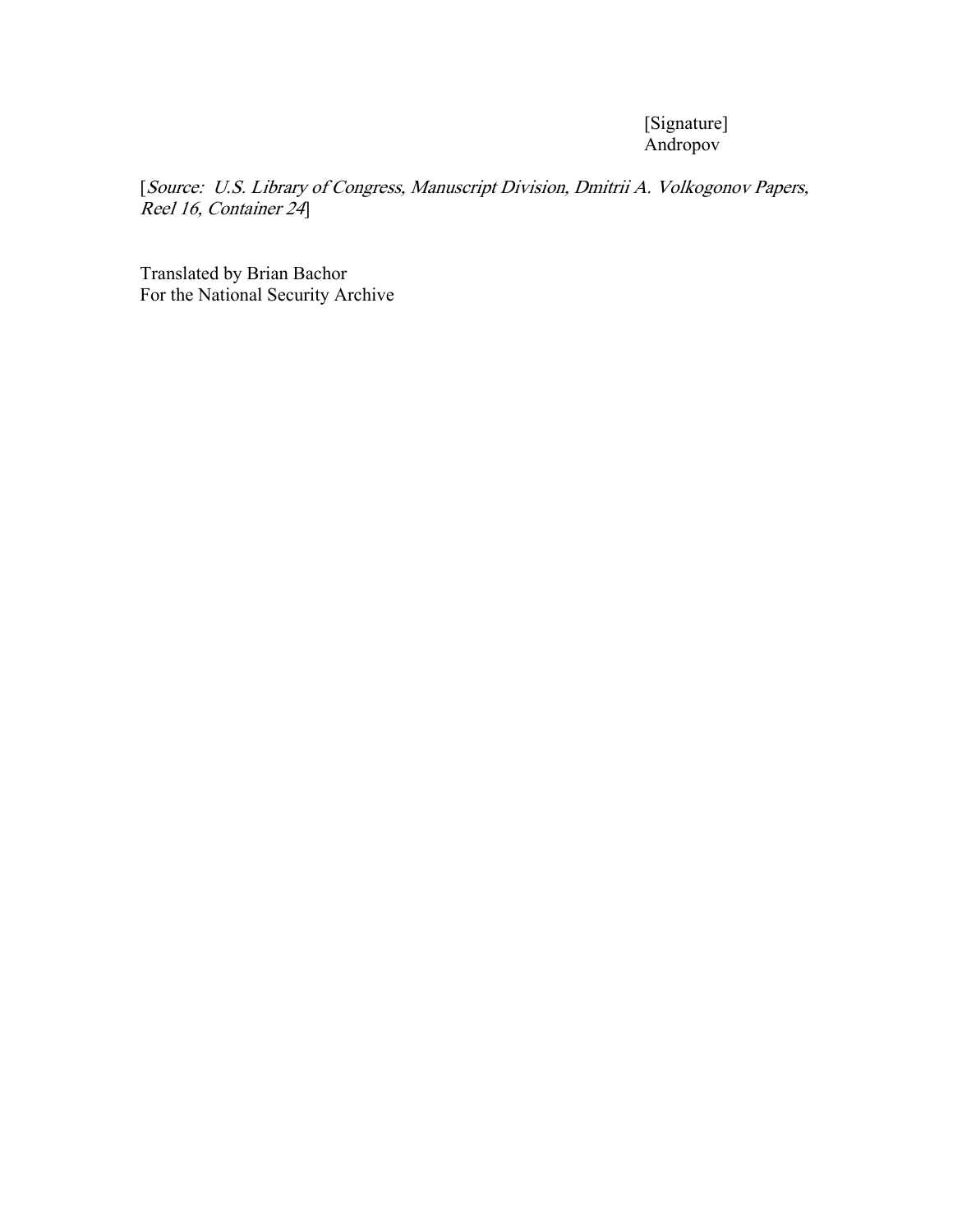[Signature]
Andropov

[*Source: U.S. Library of Congress, Manuscript Division, Dmitrii A. Volkogonov Papers, Reel 16, Container 24*]

Translated by Brian Bachor
For the National Security Archive